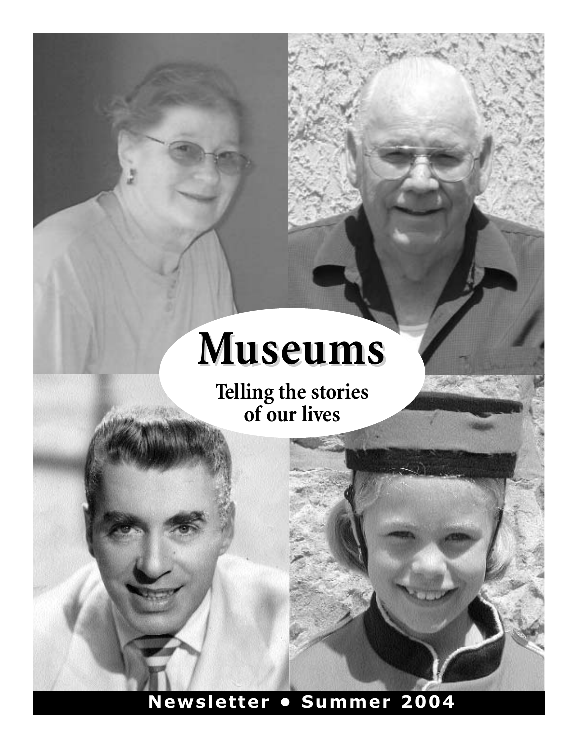# Museums

**Telling the stories of our lives**

**Newsletter • Summer 2004**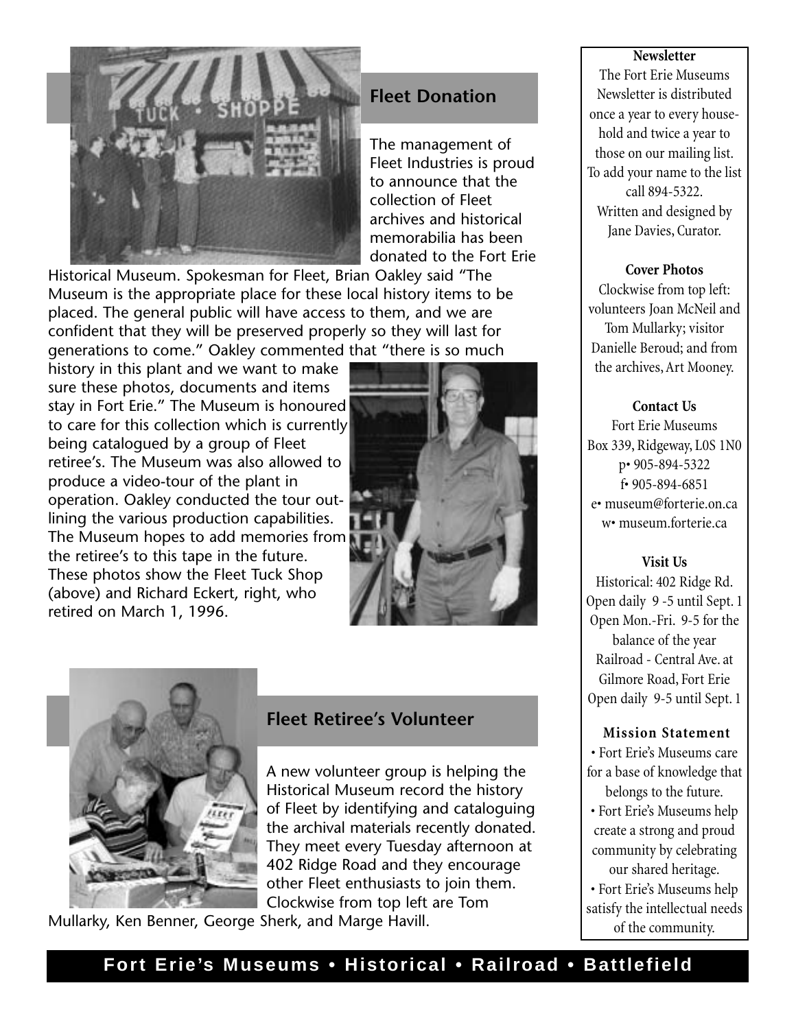## Fleet Donation

The management of Fleet Industries is proud to announce that the collection of Fleet archives and historical memorabilia has been donated to the Fort Erie Historical Museum. Spokesman for Fleet, Brian Oakley said "The Museum is the appropriate place for these local history items to be placed. The general public will have access to them, and we are confident that they will be preserved properly so they will last for generations to come." Oakley commented that "there is so much history in this plant and we want to make sure these photos, documents and items stay in Fort Erie." The Museum is honoured to care for this collection which is currently being catalogued by a group of Fleet retiree's. The Museum was also allowed to produce a video-tour of the plant in operation. Oakley conducted the tour outlining the various production capabilities. The Museum hopes to add memories from the retiree's to this tape in the future. These photos show the Fleet Tuck Shop (above) and Richard Eckert, right, who retired on March 1, 1996.

## Fleet Retiree's Volunteer

A new volunteer group is helping the Historical Museum record the history of Fleet by identifying and cataloguing the archival materials recently donated. They meet every Tuesday afternoon at 402 Ridge Road and they encourage other Fleet enthusiasts to join them. Clockwise from top left are Tom Mullarky, Ken Benner, George Sherk, and Marge Havill.

**Newsletter**

The Fort Erie Museums Newsletter is distributed once a year to every household and twice a year to those on our mailing list. To add your name to the list call 894-5322. Written and designed by Jane Davies, Curator.

**Cover Photos**

Clockwise from top left: volunteers Joan McNeil and Tom Mullarky; visitor Danielle Beroud; and from the archives, Art Mooney.

**Contact Us**

Fort Erie Museums
Box 339, Ridgeway, L0S 1N0
p• 905-894-5322
f• 905-894-6851
e• museum@forterie.on.ca
w• museum.forterie.ca

**Visit Us**

Historical: 402 Ridge Rd.
Open daily 9 -5 until Sept. 1
Open Mon.-Fri. 9-5 for the balance of the year
Railroad - Central Ave. at Gilmore Road, Fort Erie
Open daily 9-5 until Sept. 1

**Mission Statement**

- Fort Erie's Museums care for a base of knowledge that belongs to the future.
- Fort Erie's Museums help create a strong and proud community by celebrating our shared heritage.
- Fort Erie's Museums help satisfy the intellectual needs of the community.

**Fort Erie's Museums • Historical • Railroad • Battlefield**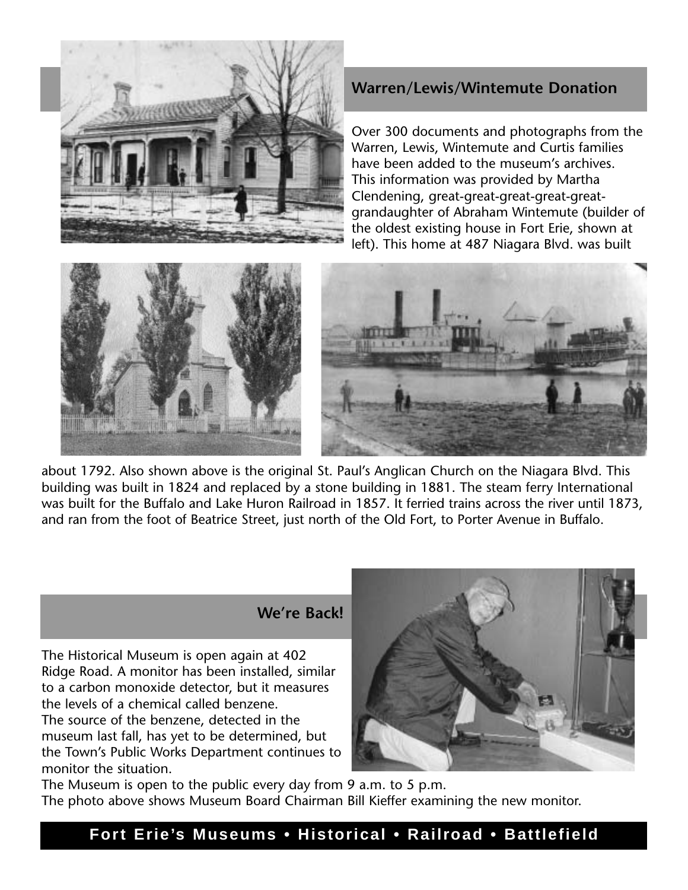## Warren/Lewis/Wintemute Donation

Over 300 documents and photographs from the Warren, Lewis, Wintemute and Curtis families have been added to the museum's archives. This information was provided by Martha Clendening, great-great-great-great-great-grandaughter of Abraham Wintemute (builder of the oldest existing house in Fort Erie, shown at left). This home at 487 Niagara Blvd. was built about 1792. Also shown above is the original St. Paul's Anglican Church on the Niagara Blvd. This building was built in 1824 and replaced by a stone building in 1881. The steam ferry International was built for the Buffalo and Lake Huron Railroad in 1857. It ferried trains across the river until 1873, and ran from the foot of Beatrice Street, just north of the Old Fort, to Porter Avenue in Buffalo.

## We're Back!

The Historical Museum is open again at 402 Ridge Road. A monitor has been installed, similar to a carbon monoxide detector, but it measures the levels of a chemical called benzene.
The source of the benzene, detected in the museum last fall, has yet to be determined, but the Town's Public Works Department continues to monitor the situation.
The Museum is open to the public every day from 9 a.m. to 5 p.m.
The photo above shows Museum Board Chairman Bill Kieffer examining the new monitor.

**Fort Erie's Museums • Historical • Railroad • Battlefield**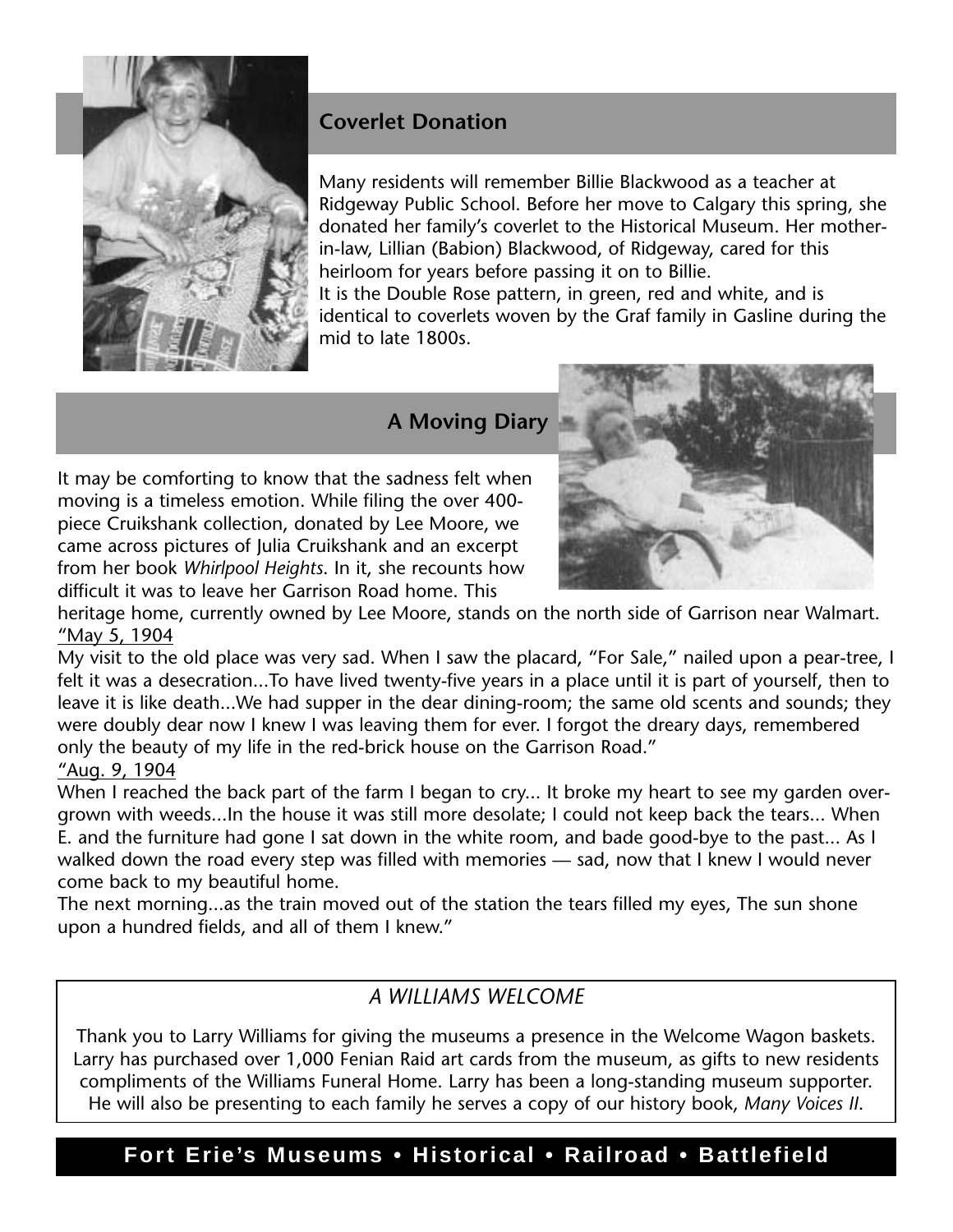## Coverlet Donation

Many residents will remember Billie Blackwood as a teacher at Ridgeway Public School. Before her move to Calgary this spring, she donated her family's coverlet to the Historical Museum. Her mother-in-law, Lillian (Babion) Blackwood, of Ridgeway, cared for this heirloom for years before passing it on to Billie.
It is the Double Rose pattern, in green, red and white, and is identical to coverlets woven by the Graf family in Gasline during the mid to late 1800s.

## A Moving Diary

It may be comforting to know that the sadness felt when moving is a timeless emotion. While filing the over 400-piece Cruikshank collection, donated by Lee Moore, we came across pictures of Julia Cruikshank and an excerpt from her book *Whirlpool Heights*. In it, she recounts how difficult it was to leave her Garrison Road home. This heritage home, currently owned by Lee Moore, stands on the north side of Garrison near Walmart.

"May 5, 1904

My visit to the old place was very sad. When I saw the placard, "For Sale," nailed upon a pear-tree, I felt it was a desecration...To have lived twenty-five years in a place until it is part of yourself, then to leave it is like death...We had supper in the dear dining-room; the same old scents and sounds; they were doubly dear now I knew I was leaving them for ever. I forgot the dreary days, remembered only the beauty of my life in the red-brick house on the Garrison Road."

"Aug. 9, 1904

When I reached the back part of the farm I began to cry... It broke my heart to see my garden overgrown with weeds...In the house it was still more desolate; I could not keep back the tears... When E. and the furniture had gone I sat down in the white room, and bade good-bye to the past... As I walked down the road every step was filled with memories — sad, now that I knew I would never come back to my beautiful home.

The next morning...as the train moved out of the station the tears filled my eyes, The sun shone upon a hundred fields, and all of them I knew."

### *A WILLIAMS WELCOME*

Thank you to Larry Williams for giving the museums a presence in the Welcome Wagon baskets. Larry has purchased over 1,000 Fenian Raid art cards from the museum, as gifts to new residents compliments of the Williams Funeral Home. Larry has been a long-standing museum supporter. He will also be presenting to each family he serves a copy of our history book, *Many Voices II*.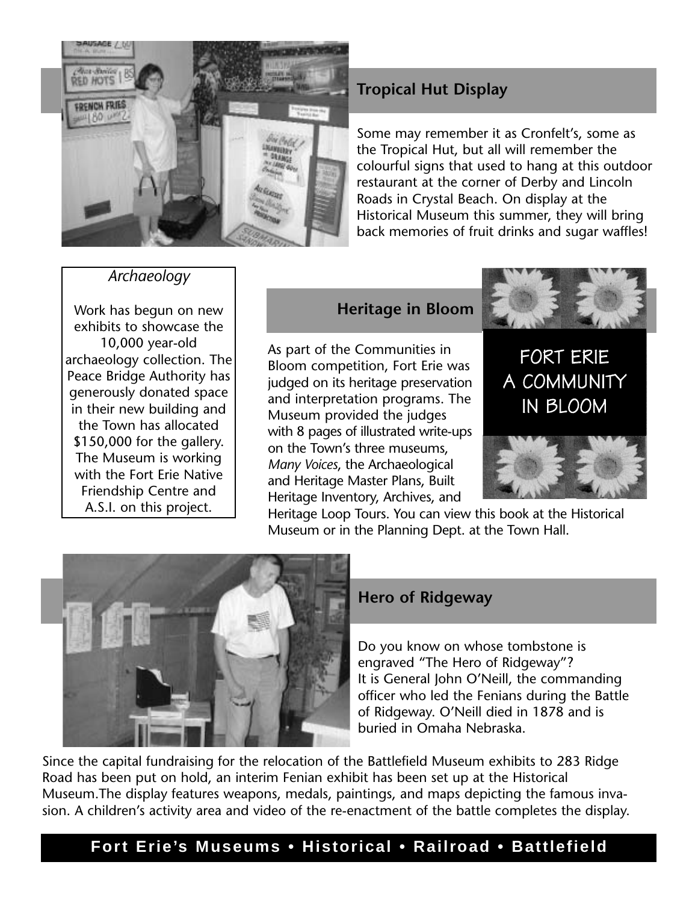## Tropical Hut Display

Some may remember it as Cronfelt's, some as the Tropical Hut, but all will remember the colourful signs that used to hang at this outdoor restaurant at the corner of Derby and Lincoln Roads in Crystal Beach. On display at the Historical Museum this summer, they will bring back memories of fruit drinks and sugar waffles!

### *Archaeology*

Work has begun on new exhibits to showcase the 10,000 year-old archaeology collection. The Peace Bridge Authority has generously donated space in their new building and the Town has allocated $150,000 for the gallery. The Museum is working with the Fort Erie Native Friendship Centre and A.S.I. on this project.

## Heritage in Bloom

FORT ERIE
A COMMUNITY
IN BLOOM

As part of the Communities in Bloom competition, Fort Erie was judged on its heritage preservation and interpretation programs. The Museum provided the judges with 8 pages of illustrated write-ups on the Town's three museums, *Many Voices*, the Archaeological and Heritage Master Plans, Built Heritage Inventory, Archives, and Heritage Loop Tours. You can view this book at the Historical Museum or in the Planning Dept. at the Town Hall.

## Hero of Ridgeway

Do you know on whose tombstone is engraved "The Hero of Ridgeway"? It is General John O'Neill, the commanding officer who led the Fenians during the Battle of Ridgeway. O'Neill died in 1878 and is buried in Omaha Nebraska.

Since the capital fundraising for the relocation of the Battlefield Museum exhibits to 283 Ridge Road has been put on hold, an interim Fenian exhibit has been set up at the Historical Museum.The display features weapons, medals, paintings, and maps depicting the famous invasion. A children's activity area and video of the re-enactment of the battle completes the display.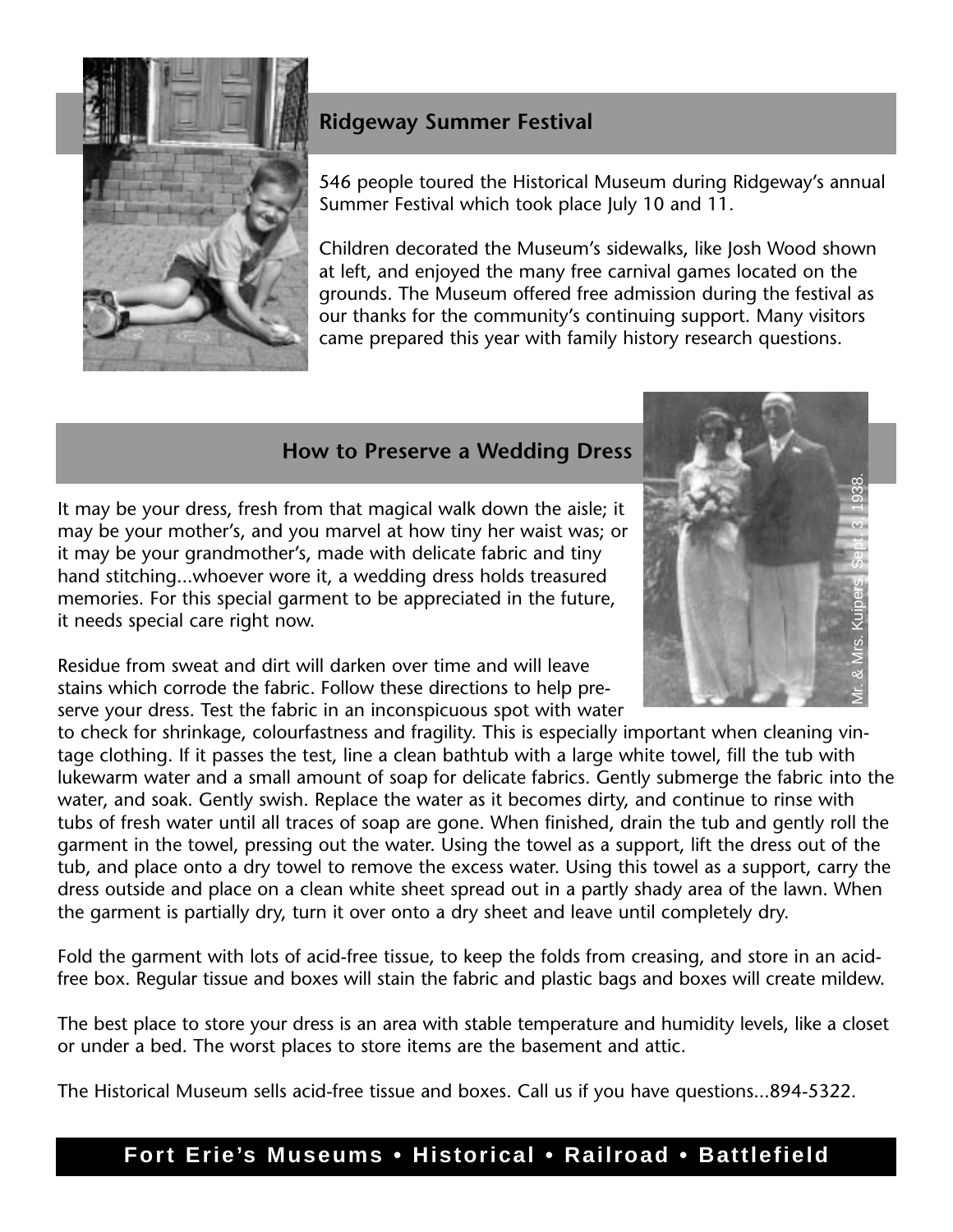## Ridgeway Summer Festival

546 people toured the Historical Museum during Ridgeway's annual Summer Festival which took place July 10 and 11.

Children decorated the Museum's sidewalks, like Josh Wood shown at left, and enjoyed the many free carnival games located on the grounds. The Museum offered free admission during the festival as our thanks for the community's continuing support. Many visitors came prepared this year with family history research questions.

## How to Preserve a Wedding Dress

Mr. & Mrs. Kuipers, Sept. 3, 1938.

It may be your dress, fresh from that magical walk down the aisle; it may be your mother's, and you marvel at how tiny her waist was; or it may be your grandmother's, made with delicate fabric and tiny hand stitching...whoever wore it, a wedding dress holds treasured memories. For this special garment to be appreciated in the future, it needs special care right now.

Residue from sweat and dirt will darken over time and will leave stains which corrode the fabric. Follow these directions to help preserve your dress. Test the fabric in an inconspicuous spot with water to check for shrinkage, colourfastness and fragility. This is especially important when cleaning vintage clothing. If it passes the test, line a clean bathtub with a large white towel, fill the tub with lukewarm water and a small amount of soap for delicate fabrics. Gently submerge the fabric into the water, and soak. Gently swish. Replace the water as it becomes dirty, and continue to rinse with tubs of fresh water until all traces of soap are gone. When finished, drain the tub and gently roll the garment in the towel, pressing out the water. Using the towel as a support, lift the dress out of the tub, and place onto a dry towel to remove the excess water. Using this towel as a support, carry the dress outside and place on a clean white sheet spread out in a partly shady area of the lawn. When the garment is partially dry, turn it over onto a dry sheet and leave until completely dry.

Fold the garment with lots of acid-free tissue, to keep the folds from creasing, and store in an acid-free box. Regular tissue and boxes will stain the fabric and plastic bags and boxes will create mildew.

The best place to store your dress is an area with stable temperature and humidity levels, like a closet or under a bed. The worst places to store items are the basement and attic.

The Historical Museum sells acid-free tissue and boxes. Call us if you have questions...894-5322.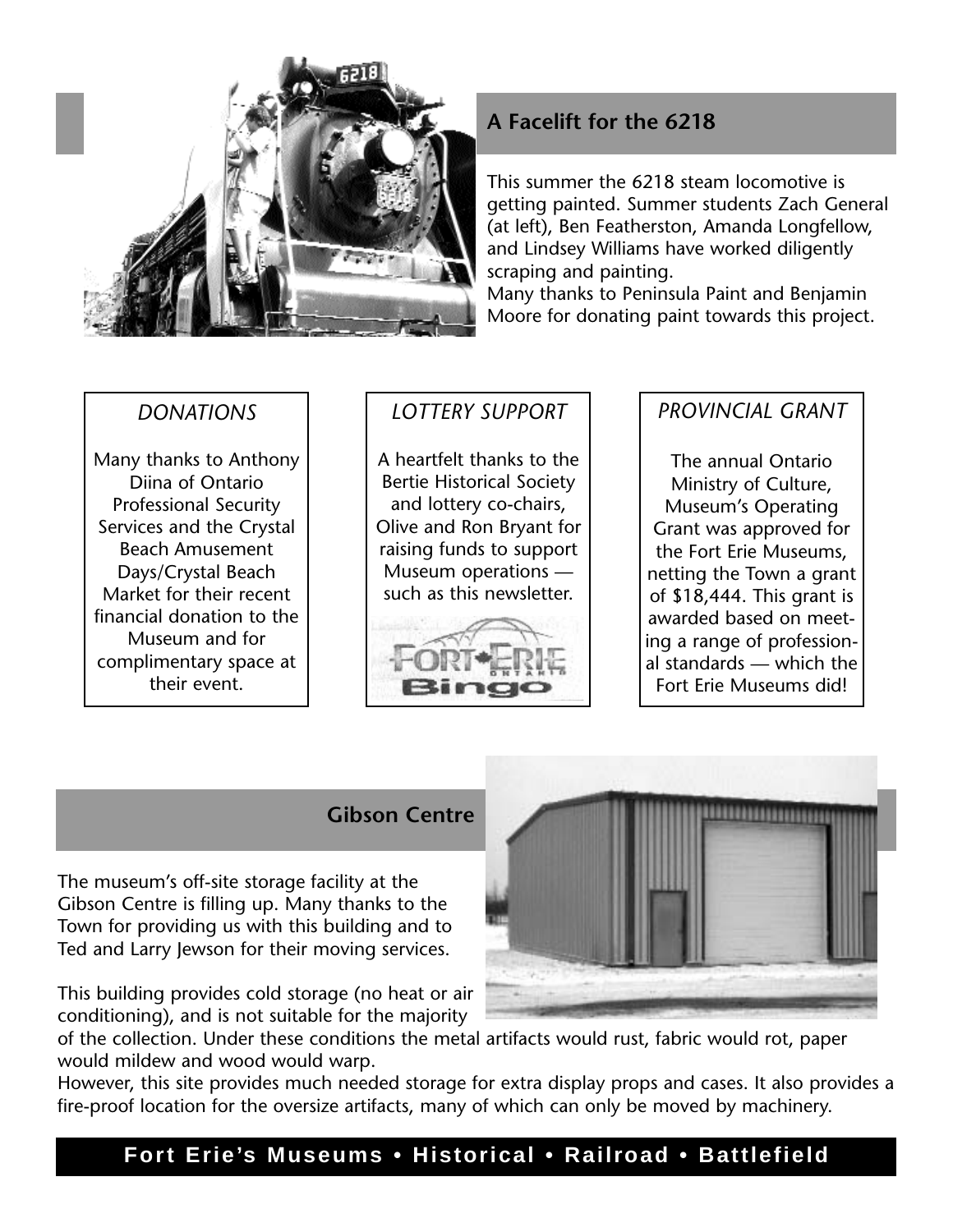## A Facelift for the 6218

This summer the 6218 steam locomotive is getting painted. Summer students Zach General (at left), Ben Featherston, Amanda Longfellow, and Lindsey Williams have worked diligently scraping and painting.
Many thanks to Peninsula Paint and Benjamin Moore for donating paint towards this project.

### *DONATIONS*

Many thanks to Anthony Diina of Ontario Professional Security Services and the Crystal Beach Amusement Days/Crystal Beach Market for their recent financial donation to the Museum and for complimentary space at their event.

### *LOTTERY SUPPORT*

A heartfelt thanks to the Bertie Historical Society and lottery co-chairs, Olive and Ron Bryant for raising funds to support Museum operations — such as this newsletter.

Fort Erie Ontario Bingo

### *PROVINCIAL GRANT*

The annual Ontario Ministry of Culture, Museum's Operating Grant was approved for the Fort Erie Museums, netting the Town a grant of $18,444. This grant is awarded based on meeting a range of professional standards — which the Fort Erie Museums did!

## Gibson Centre

The museum's off-site storage facility at the Gibson Centre is filling up. Many thanks to the Town for providing us with this building and to Ted and Larry Jewson for their moving services.

This building provides cold storage (no heat or air conditioning), and is not suitable for the majority of the collection. Under these conditions the metal artifacts would rust, fabric would rot, paper would mildew and wood would warp.
However, this site provides much needed storage for extra display props and cases. It also provides a fire-proof location for the oversize artifacts, many of which can only be moved by machinery.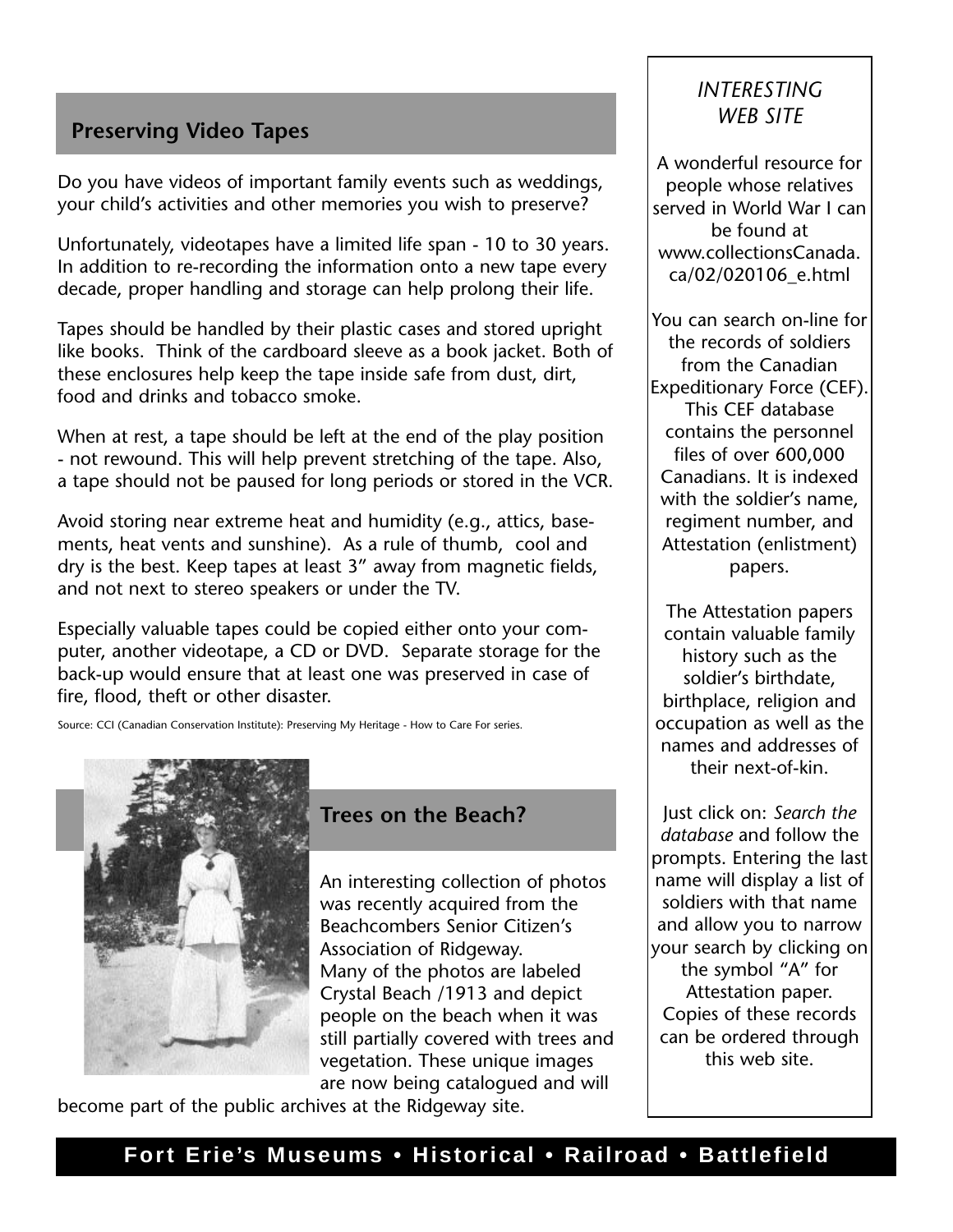## Preserving Video Tapes

Do you have videos of important family events such as weddings, your child's activities and other memories you wish to preserve?

Unfortunately, videotapes have a limited life span - 10 to 30 years. In addition to re-recording the information onto a new tape every decade, proper handling and storage can help prolong their life.

Tapes should be handled by their plastic cases and stored upright like books. Think of the cardboard sleeve as a book jacket. Both of these enclosures help keep the tape inside safe from dust, dirt, food and drinks and tobacco smoke.

When at rest, a tape should be left at the end of the play position - not rewound. This will help prevent stretching of the tape. Also, a tape should not be paused for long periods or stored in the VCR.

Avoid storing near extreme heat and humidity (e.g., attics, basements, heat vents and sunshine). As a rule of thumb, cool and dry is the best. Keep tapes at least 3" away from magnetic fields, and not next to stereo speakers or under the TV.

Especially valuable tapes could be copied either onto your computer, another videotape, a CD or DVD. Separate storage for the back-up would ensure that at least one was preserved in case of fire, flood, theft or other disaster.

Source: CCI (Canadian Conservation Institute): Preserving My Heritage - How to Care For series.

## Trees on the Beach?

An interesting collection of photos was recently acquired from the Beachcombers Senior Citizen's Association of Ridgeway. Many of the photos are labeled Crystal Beach /1913 and depict people on the beach when it was still partially covered with trees and vegetation. These unique images are now being catalogued and will become part of the public archives at the Ridgeway site.

### *INTERESTING WEB SITE*

A wonderful resource for people whose relatives served in World War I can be found at www.collectionsCanada.ca/02/020106_e.html

You can search on-line for the records of soldiers from the Canadian Expeditionary Force (CEF). This CEF database contains the personnel files of over 600,000 Canadians. It is indexed with the soldier's name, regiment number, and Attestation (enlistment) papers.

The Attestation papers contain valuable family history such as the soldier's birthdate, birthplace, religion and occupation as well as the names and addresses of their next-of-kin.

Just click on: *Search the database* and follow the prompts. Entering the last name will display a list of soldiers with that name and allow you to narrow your search by clicking on the symbol "A" for Attestation paper. Copies of these records can be ordered through this web site.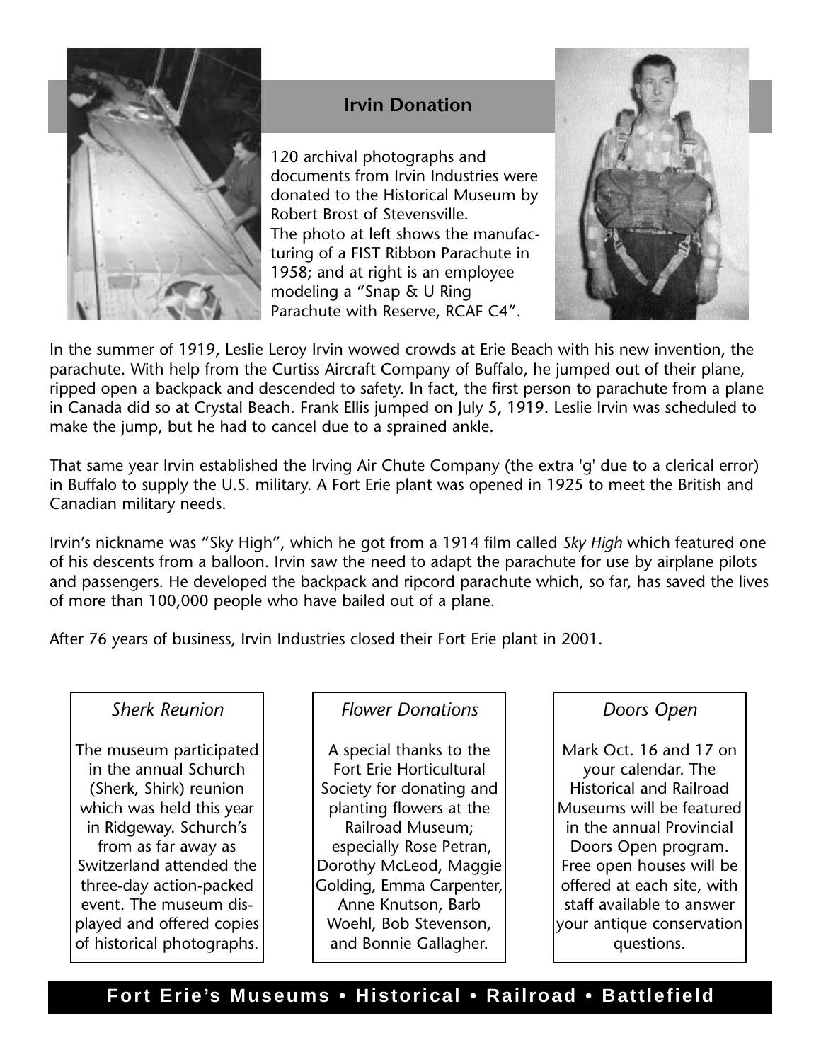## Irvin Donation

120 archival photographs and documents from Irvin Industries were donated to the Historical Museum by Robert Brost of Stevensville. The photo at left shows the manufacturing of a FIST Ribbon Parachute in 1958; and at right is an employee modeling a “Snap & U Ring Parachute with Reserve, RCAF C4”.

In the summer of 1919, Leslie Leroy Irvin wowed crowds at Erie Beach with his new invention, the parachute. With help from the Curtiss Aircraft Company of Buffalo, he jumped out of their plane, ripped open a backpack and descended to safety. In fact, the first person to parachute from a plane in Canada did so at Crystal Beach. Frank Ellis jumped on July 5, 1919. Leslie Irvin was scheduled to make the jump, but he had to cancel due to a sprained ankle.

That same year Irvin established the Irving Air Chute Company (the extra 'g' due to a clerical error) in Buffalo to supply the U.S. military. A Fort Erie plant was opened in 1925 to meet the British and Canadian military needs.

Irvin’s nickname was “Sky High”, which he got from a 1914 film called *Sky High* which featured one of his descents from a balloon. Irvin saw the need to adapt the parachute for use by airplane pilots and passengers. He developed the backpack and ripcord parachute which, so far, has saved the lives of more than 100,000 people who have bailed out of a plane.

After 76 years of business, Irvin Industries closed their Fort Erie plant in 2001.

### *Sherk Reunion*

The museum participated in the annual Schurch (Sherk, Shirk) reunion which was held this year in Ridgeway. Schurch’s from as far away as Switzerland attended the three-day action-packed event. The museum displayed and offered copies of historical photographs.

### *Flower Donations*

A special thanks to the Fort Erie Horticultural Society for donating and planting flowers at the Railroad Museum; especially Rose Petran, Dorothy McLeod, Maggie Golding, Emma Carpenter, Anne Knutson, Barb Woehl, Bob Stevenson, and Bonnie Gallagher.

### *Doors Open*

Mark Oct. 16 and 17 on your calendar. The Historical and Railroad Museums will be featured in the annual Provincial Doors Open program. Free open houses will be offered at each site, with staff available to answer your antique conservation questions.

**Fort Erie’s Museums • Historical • Railroad • Battlefield**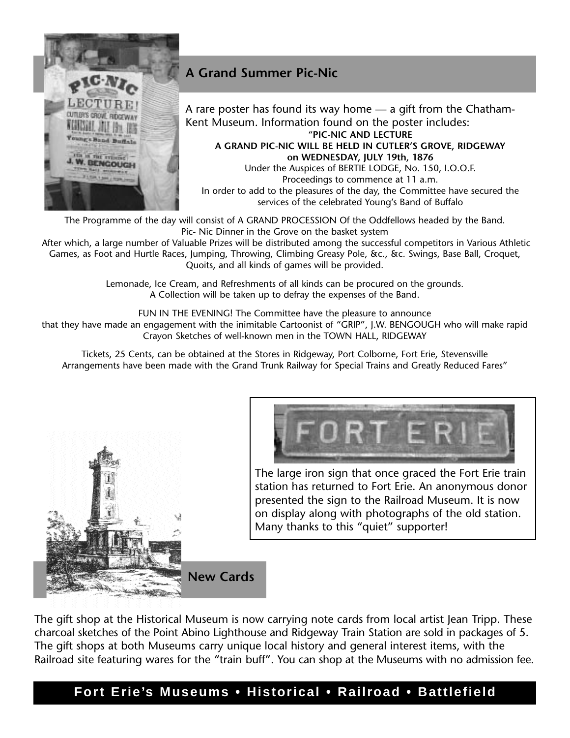## A Grand Summer Pic-Nic

A rare poster has found its way home — a gift from the Chatham-Kent Museum. Information found on the poster includes:

**"PIC-NIC AND LECTURE**
**A GRAND PIC-NIC WILL BE HELD IN CUTLER'S GROVE, RIDGEWAY**
**on WEDNESDAY, JULY 19th, 1876**
Under the Auspices of BERTIE LODGE, No. 150, I.O.O.F.
Proceedings to commence at 11 a.m.
In order to add to the pleasures of the day, the Committee have secured the services of the celebrated Young's Band of Buffalo

The Programme of the day will consist of A GRAND PROCESSION Of the Oddfellows headed by the Band.
Pic- Nic Dinner in the Grove on the basket system
After which, a large number of Valuable Prizes will be distributed among the successful competitors in Various Athletic Games, as Foot and Hurtle Races, Jumping, Throwing, Climbing Greasy Pole, &c., &c. Swings, Base Ball, Croquet, Quoits, and all kinds of games will be provided.

Lemonade, Ice Cream, and Refreshments of all kinds can be procured on the grounds.
A Collection will be taken up to defray the expenses of the Band.

FUN IN THE EVENING! The Committee have the pleasure to announce that they have made an engagement with the inimitable Cartoonist of "GRIP", J.W. BENGOUGH who will make rapid Crayon Sketches of well-known men in the TOWN HALL, RIDGEWAY

Tickets, 25 Cents, can be obtained at the Stores in Ridgeway, Port Colborne, Fort Erie, Stevensville
Arrangements have been made with the Grand Trunk Railway for Special Trains and Greatly Reduced Fares"

The large iron sign that once graced the Fort Erie train station has returned to Fort Erie. An anonymous donor presented the sign to the Railroad Museum. It is now on display along with photographs of the old station. Many thanks to this "quiet" supporter!

## New Cards

The gift shop at the Historical Museum is now carrying note cards from local artist Jean Tripp. These charcoal sketches of the Point Abino Lighthouse and Ridgeway Train Station are sold in packages of 5. The gift shops at both Museums carry unique local history and general interest items, with the Railroad site featuring wares for the "train buff". You can shop at the Museums with no admission fee.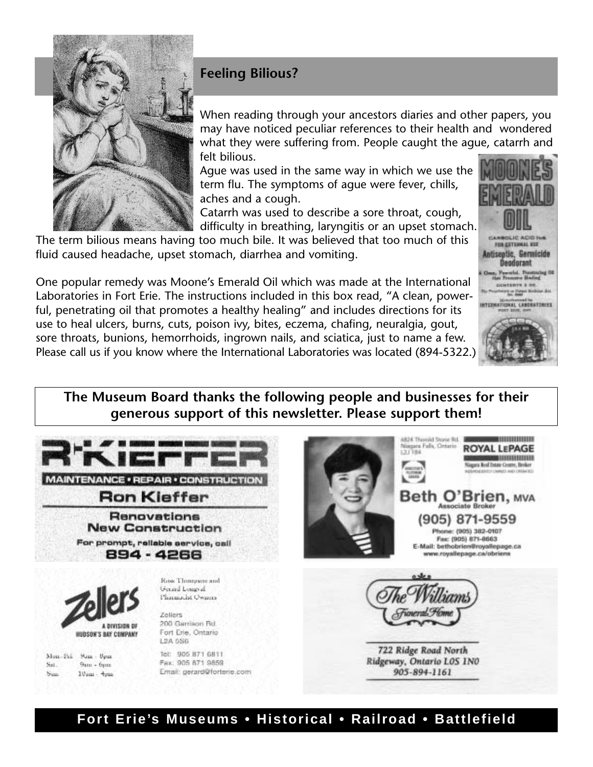## Feeling Bilious?

When reading through your ancestors diaries and other papers, you may have noticed peculiar references to their health and wondered what they were suffering from. People caught the ague, catarrh and felt bilious.

Ague was used in the same way in which we use the term flu. The symptoms of ague were fever, chills, aches and a cough.

Catarrh was used to describe a sore throat, cough, difficulty in breathing, laryngitis or an upset stomach.

The term bilious means having too much bile. It was believed that too much of this fluid caused headache, upset stomach, diarrhea and vomiting.

One popular remedy was Moone's Emerald Oil which was made at the International Laboratories in Fort Erie. The instructions included in this box read, "A clean, powerful, penetrating oil that promotes a healthy healing" and includes directions for its use to heal ulcers, burns, cuts, poison ivy, bites, eczema, chafing, neuralgia, gout, sore throats, bunions, hemorrhoids, ingrown nails, and sciatica, just to name a few. Please call us if you know where the International Laboratories was located (894-5322.)

**The Museum Board thanks the following people and businesses for their generous support of this newsletter. Please support them!**

**R. KIEFFER**
MAINTENANCE • REPAIR • CONSTRUCTION
**Ron Kieffer**
Renovations
New Construction
For prompt, reliable service, call
**894 - 4266**

6824 Thorold Stone Rd.
Niagara Falls, Ontario
L2J 1B4
ROYAL LEPAGE
Niagara Real Estate Centre, Broker
INDEPENDENTLY OWNED AND OPERATED
**Beth O'Brien, MVA**
Associate Broker
**(905) 871-9559**
Phone: (905) 382-0107
Fax: (905) 871-8663
E-Mail: bethobrien@royallepage.ca
www.royallepage.ca/obriens

**Zellers**
A DIVISION OF HUDSON'S BAY COMPANY
Ross Thompson and
Gerard Longval
Pharmacist Owners
Zellers
200 Garrison Rd.
Fort Erie, Ontario
L2A 5S6
Mon.-Fri. 9am - 9pm
Sat. 9am - 6pm
Sun. 10am - 4pm
Tel: 905 871 6811
Fax: 905 871 9859
Email: gerard@forterie.com

*The Williams Funeral Home*
722 Ridge Road North
Ridgeway, Ontario L0S 1N0
905-894-1161

**Fort Erie's Museums • Historical • Railroad • Battlefield**